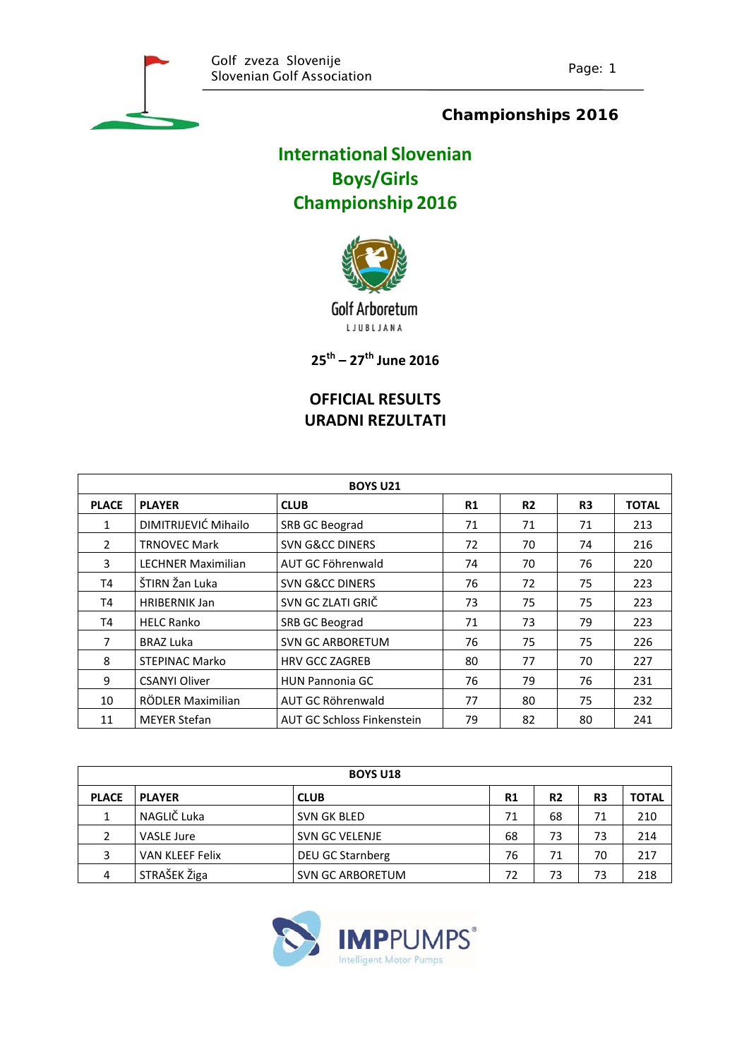Golf zveza Slovenije
Slovenian Golf Association

**Championships 2016**

# International Slovenian Boys/Girls Championship 2016

Golf Arboretum
LJUBLJANA

**25th – 27th June 2016**

## OFFICIAL RESULTS
## URADNI REZULTATI

| BOYS U21 | | | | | | |
|---|---|---|---|---|---|---|
| **PLACE** | **PLAYER** | **CLUB** | **R1** | **R2** | **R3** | **TOTAL** |
| 1 | DIMITRIJEVIĆ Mihailo | SRB GC Beograd | 71 | 71 | 71 | 213 |
| 2 | TRNOVEC Mark | SVN G&CC DINERS | 72 | 70 | 74 | 216 |
| 3 | LECHNER Maximilian | AUT GC Föhrenwald | 74 | 70 | 76 | 220 |
| T4 | ŠTIRN Žan Luka | SVN G&CC DINERS | 76 | 72 | 75 | 223 |
| T4 | HRIBERNIK Jan | SVN GC ZLATI GRIČ | 73 | 75 | 75 | 223 |
| T4 | HELC Ranko | SRB GC Beograd | 71 | 73 | 79 | 223 |
| 7 | BRAZ Luka | SVN GC ARBORETUM | 76 | 75 | 75 | 226 |
| 8 | STEPINAC Marko | HRV GCC ZAGREB | 80 | 77 | 70 | 227 |
| 9 | CSANYI Oliver | HUN Pannonia GC | 76 | 79 | 76 | 231 |
| 10 | RÖDLER Maximilian | AUT GC Röhrenwald | 77 | 80 | 75 | 232 |
| 11 | MEYER Stefan | AUT GC Schloss Finkenstein | 79 | 82 | 80 | 241 |

| BOYS U18 | | | | | | |
|---|---|---|---|---|---|---|
| **PLACE** | **PLAYER** | **CLUB** | **R1** | **R2** | **R3** | **TOTAL** |
| 1 | NAGLIČ Luka | SVN GK BLED | 71 | 68 | 71 | 210 |
| 2 | VASLE Jure | SVN GC VELENJE | 68 | 73 | 73 | 214 |
| 3 | VAN KLEEF Felix | DEU GC Starnberg | 76 | 71 | 70 | 217 |
| 4 | STRAŠEK Žiga | SVN GC ARBORETUM | 72 | 73 | 73 | 218 |

IMPPUMPS®
Intelligent Motor Pumps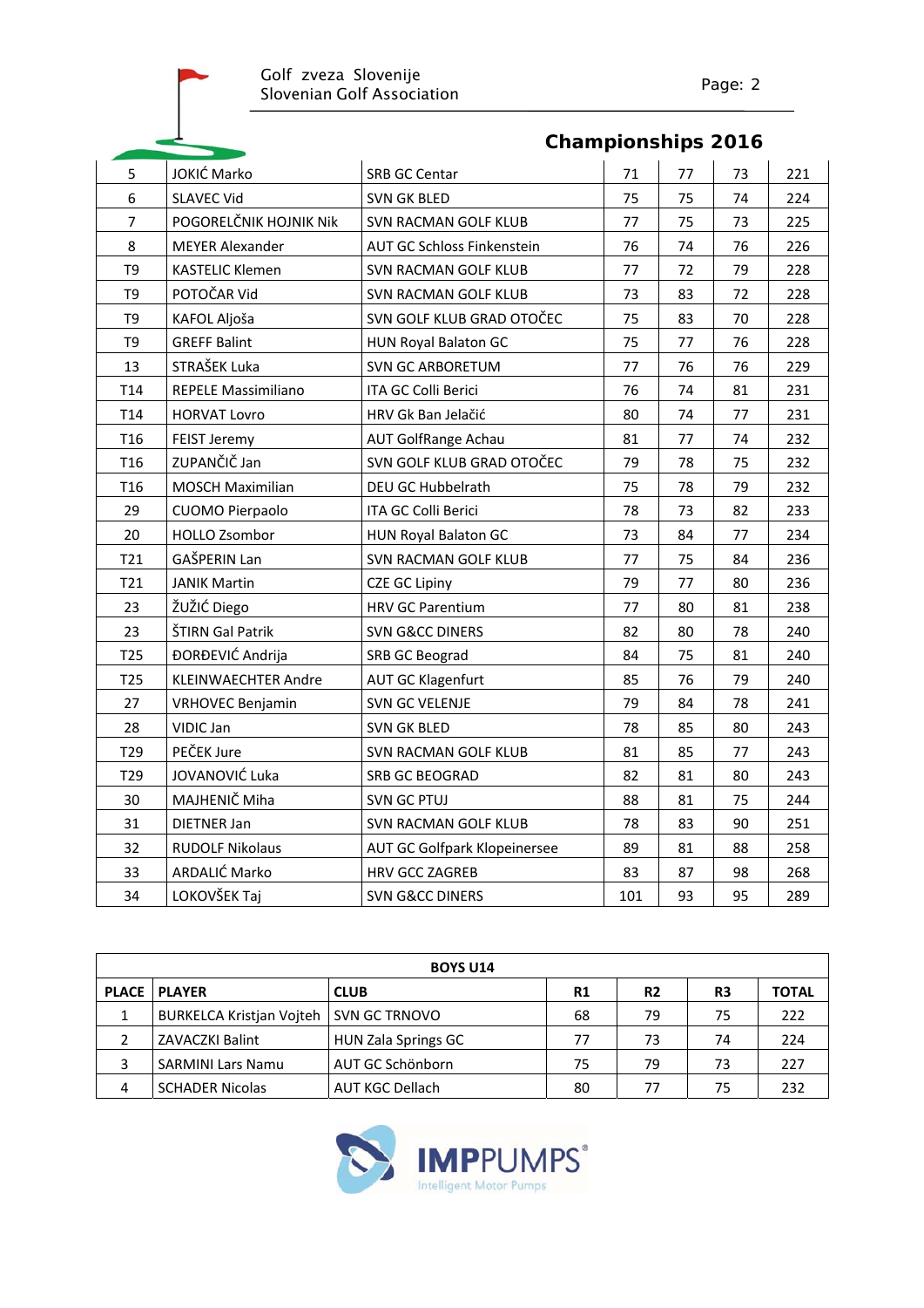## Championships 2016

| | | | | | | |
|---|---|---|---|---|---|---|
| 5 | JOKIĆ Marko | SRB GC Centar | 71 | 77 | 73 | 221 |
| 6 | SLAVEC Vid | SVN GK BLED | 75 | 75 | 74 | 224 |
| 7 | POGORELČNIK HOJNIK Nik | SVN RACMAN GOLF KLUB | 77 | 75 | 73 | 225 |
| 8 | MEYER Alexander | AUT GC Schloss Finkenstein | 76 | 74 | 76 | 226 |
| T9 | KASTELIC Klemen | SVN RACMAN GOLF KLUB | 77 | 72 | 79 | 228 |
| T9 | POTOČAR Vid | SVN RACMAN GOLF KLUB | 73 | 83 | 72 | 228 |
| T9 | KAFOL Aljoša | SVN GOLF KLUB GRAD OTOČEC | 75 | 83 | 70 | 228 |
| T9 | GREFF Balint | HUN Royal Balaton GC | 75 | 77 | 76 | 228 |
| 13 | STRAŠEK Luka | SVN GC ARBORETUM | 77 | 76 | 76 | 229 |
| T14 | REPELE Massimiliano | ITA GC Colli Berici | 76 | 74 | 81 | 231 |
| T14 | HORVAT Lovro | HRV Gk Ban Jelačić | 80 | 74 | 77 | 231 |
| T16 | FEIST Jeremy | AUT GolfRange Achau | 81 | 77 | 74 | 232 |
| T16 | ZUPANČIČ Jan | SVN GOLF KLUB GRAD OTOČEC | 79 | 78 | 75 | 232 |
| T16 | MOSCH Maximilian | DEU GC Hubbelrath | 75 | 78 | 79 | 232 |
| 29 | CUOMO Pierpaolo | ITA GC Colli Berici | 78 | 73 | 82 | 233 |
| 20 | HOLLO Zsombor | HUN Royal Balaton GC | 73 | 84 | 77 | 234 |
| T21 | GAŠPERIN Lan | SVN RACMAN GOLF KLUB | 77 | 75 | 84 | 236 |
| T21 | JANIK Martin | CZE GC Lipiny | 79 | 77 | 80 | 236 |
| 23 | ŽUŽIĆ Diego | HRV GC Parentium | 77 | 80 | 81 | 238 |
| 23 | ŠTIRN Gal Patrik | SVN G&CC DINERS | 82 | 80 | 78 | 240 |
| T25 | ĐORĐEVIĆ Andrija | SRB GC Beograd | 84 | 75 | 81 | 240 |
| T25 | KLEINWAECHTER Andre | AUT GC Klagenfurt | 85 | 76 | 79 | 240 |
| 27 | VRHOVEC Benjamin | SVN GC VELENJE | 79 | 84 | 78 | 241 |
| 28 | VIDIC Jan | SVN GK BLED | 78 | 85 | 80 | 243 |
| T29 | PEČEK Jure | SVN RACMAN GOLF KLUB | 81 | 85 | 77 | 243 |
| T29 | JOVANOVIĆ Luka | SRB GC BEOGRAD | 82 | 81 | 80 | 243 |
| 30 | MAJHENIČ Miha | SVN GC PTUJ | 88 | 81 | 75 | 244 |
| 31 | DIETNER Jan | SVN RACMAN GOLF KLUB | 78 | 83 | 90 | 251 |
| 32 | RUDOLF Nikolaus | AUT GC Golfpark Klopeinersee | 89 | 81 | 88 | 258 |
| 33 | ARDALIĆ Marko | HRV GCC ZAGREB | 83 | 87 | 98 | 268 |
| 34 | LOKOVŠEK Taj | SVN G&CC DINERS | 101 | 93 | 95 | 289 |

| BOYS U14 | | | | | | |
|---|---|---|---|---|---|---|
| **PLACE** | **PLAYER** | **CLUB** | **R1** | **R2** | **R3** | **TOTAL** |
| 1 | BURKELCA Kristjan Vojteh | SVN GC TRNOVO | 68 | 79 | 75 | 222 |
| 2 | ZAVACZKI Balint | HUN Zala Springs GC | 77 | 73 | 74 | 224 |
| 3 | SARMINI Lars Namu | AUT GC Schönborn | 75 | 79 | 73 | 227 |
| 4 | SCHADER Nicolas | AUT KGC Dellach | 80 | 77 | 75 | 232 |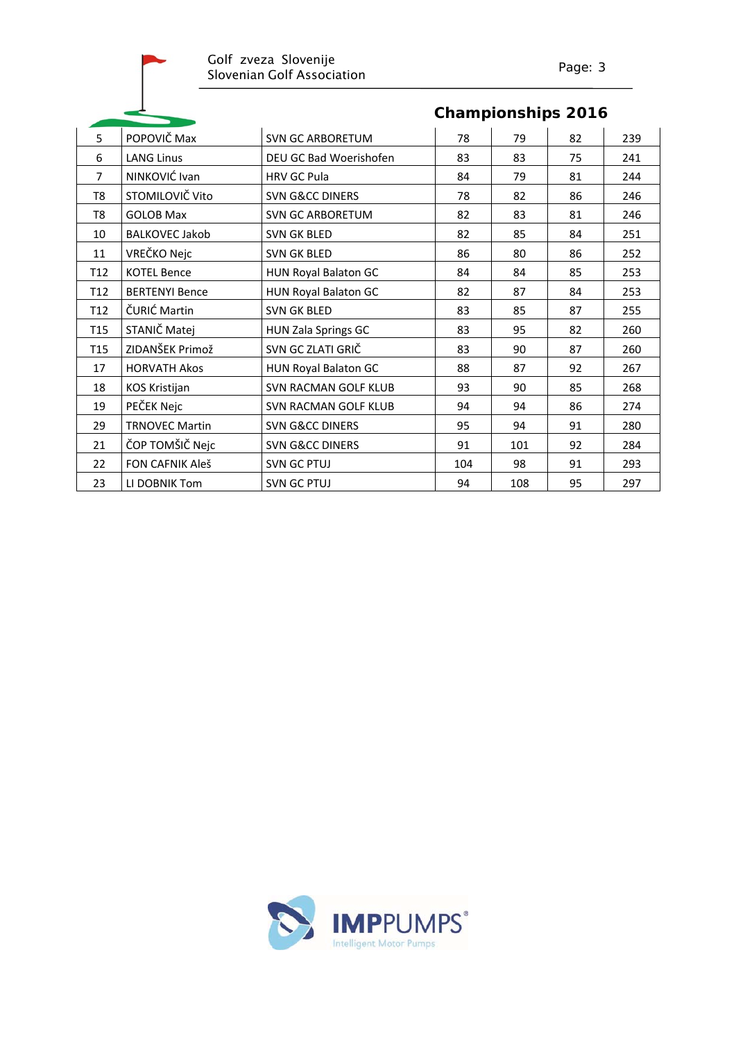## Championships 2016

| | | | | | | |
|---|---|---|---|---|---|---|
| 5 | POPOVIČ Max | SVN GC ARBORETUM | 78 | 79 | 82 | 239 |
| 6 | LANG Linus | DEU GC Bad Woerishofen | 83 | 83 | 75 | 241 |
| 7 | NINKOVIĆ Ivan | HRV GC Pula | 84 | 79 | 81 | 244 |
| T8 | STOMILOVIČ Vito | SVN G&CC DINERS | 78 | 82 | 86 | 246 |
| T8 | GOLOB Max | SVN GC ARBORETUM | 82 | 83 | 81 | 246 |
| 10 | BALKOVEC Jakob | SVN GK BLED | 82 | 85 | 84 | 251 |
| 11 | VREČKO Nejc | SVN GK BLED | 86 | 80 | 86 | 252 |
| T12 | KOTEL Bence | HUN Royal Balaton GC | 84 | 84 | 85 | 253 |
| T12 | BERTENYI Bence | HUN Royal Balaton GC | 82 | 87 | 84 | 253 |
| T12 | ČURIĆ Martin | SVN GK BLED | 83 | 85 | 87 | 255 |
| T15 | STANIČ Matej | HUN Zala Springs GC | 83 | 95 | 82 | 260 |
| T15 | ZIDANŠEK Primož | SVN GC ZLATI GRIČ | 83 | 90 | 87 | 260 |
| 17 | HORVATH Akos | HUN Royal Balaton GC | 88 | 87 | 92 | 267 |
| 18 | KOS Kristijan | SVN RACMAN GOLF KLUB | 93 | 90 | 85 | 268 |
| 19 | PEČEK Nejc | SVN RACMAN GOLF KLUB | 94 | 94 | 86 | 274 |
| 29 | TRNOVEC Martin | SVN G&CC DINERS | 95 | 94 | 91 | 280 |
| 21 | ČOP TOMŠIČ Nejc | SVN G&CC DINERS | 91 | 101 | 92 | 284 |
| 22 | FON CAFNIK Aleš | SVN GC PTUJ | 104 | 98 | 91 | 293 |
| 23 | LI DOBNIK Tom | SVN GC PTUJ | 94 | 108 | 95 | 297 |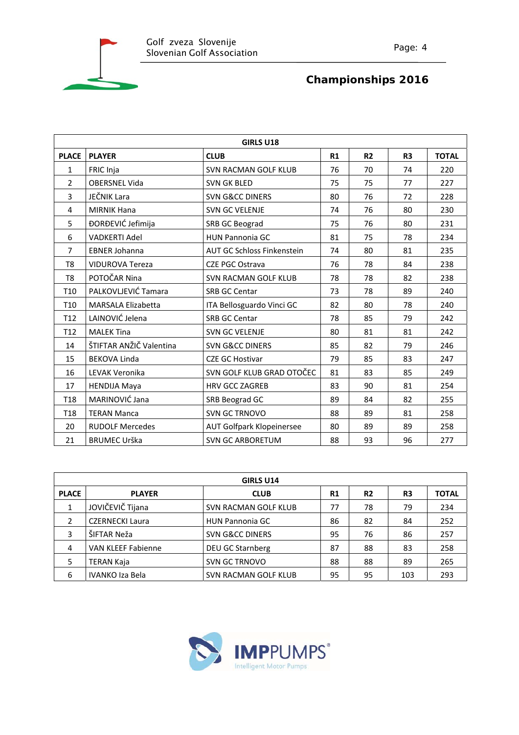# Championships 2016

| GIRLS U18 | | | | | | |
|---|---|---|---|---|---|---|
| PLACE | PLAYER | CLUB | R1 | R2 | R3 | TOTAL |
| 1 | FRIC Inja | SVN RACMAN GOLF KLUB | 76 | 70 | 74 | 220 |
| 2 | OBERSNEL Vida | SVN GK BLED | 75 | 75 | 77 | 227 |
| 3 | JEČNIK Lara | SVN G&CC DINERS | 80 | 76 | 72 | 228 |
| 4 | MIRNIK Hana | SVN GC VELENJE | 74 | 76 | 80 | 230 |
| 5 | ĐORĐEVIĆ Jefimija | SRB GC Beograd | 75 | 76 | 80 | 231 |
| 6 | VADKERTI Adel | HUN Pannonia GC | 81 | 75 | 78 | 234 |
| 7 | EBNER Johanna | AUT GC Schloss Finkenstein | 74 | 80 | 81 | 235 |
| T8 | VIDUROVA Tereza | CZE PGC Ostrava | 76 | 78 | 84 | 238 |
| T8 | POTOČAR Nina | SVN RACMAN GOLF KLUB | 78 | 78 | 82 | 238 |
| T10 | PALKOVLJEVIĆ Tamara | SRB GC Centar | 73 | 78 | 89 | 240 |
| T10 | MARSALA Elizabetta | ITA Bellosguardo Vinci GC | 82 | 80 | 78 | 240 |
| T12 | LAINOVIĆ Jelena | SRB GC Centar | 78 | 85 | 79 | 242 |
| T12 | MALEK Tina | SVN GC VELENJE | 80 | 81 | 81 | 242 |
| 14 | ŠTIFTAR ANŽIČ Valentina | SVN G&CC DINERS | 85 | 82 | 79 | 246 |
| 15 | BEKOVA Linda | CZE GC Hostivar | 79 | 85 | 83 | 247 |
| 16 | LEVAK Veronika | SVN GOLF KLUB GRAD OTOČEC | 81 | 83 | 85 | 249 |
| 17 | HENDIJA Maya | HRV GCC ZAGREB | 83 | 90 | 81 | 254 |
| T18 | MARINOVIĆ Jana | SRB Beograd GC | 89 | 84 | 82 | 255 |
| T18 | TERAN Manca | SVN GC TRNOVO | 88 | 89 | 81 | 258 |
| 20 | RUDOLF Mercedes | AUT Golfpark Klopeinersee | 80 | 89 | 89 | 258 |
| 21 | BRUMEC Urška | SVN GC ARBORETUM | 88 | 93 | 96 | 277 |

| GIRLS U14 | | | | | | |
|---|---|---|---|---|---|---|
| PLACE | PLAYER | CLUB | R1 | R2 | R3 | TOTAL |
| 1 | JOVIČEVIČ Tijana | SVN RACMAN GOLF KLUB | 77 | 78 | 79 | 234 |
| 2 | CZERNECKI Laura | HUN Pannonia GC | 86 | 82 | 84 | 252 |
| 3 | ŠIFTAR Neža | SVN G&CC DINERS | 95 | 76 | 86 | 257 |
| 4 | VAN KLEEF Fabienne | DEU GC Starnberg | 87 | 88 | 83 | 258 |
| 5 | TERAN Kaja | SVN GC TRNOVO | 88 | 88 | 89 | 265 |
| 6 | IVANKO Iza Bela | SVN RACMAN GOLF KLUB | 95 | 95 | 103 | 293 |

IMPPUMPS®
Intelligent Motor Pumps